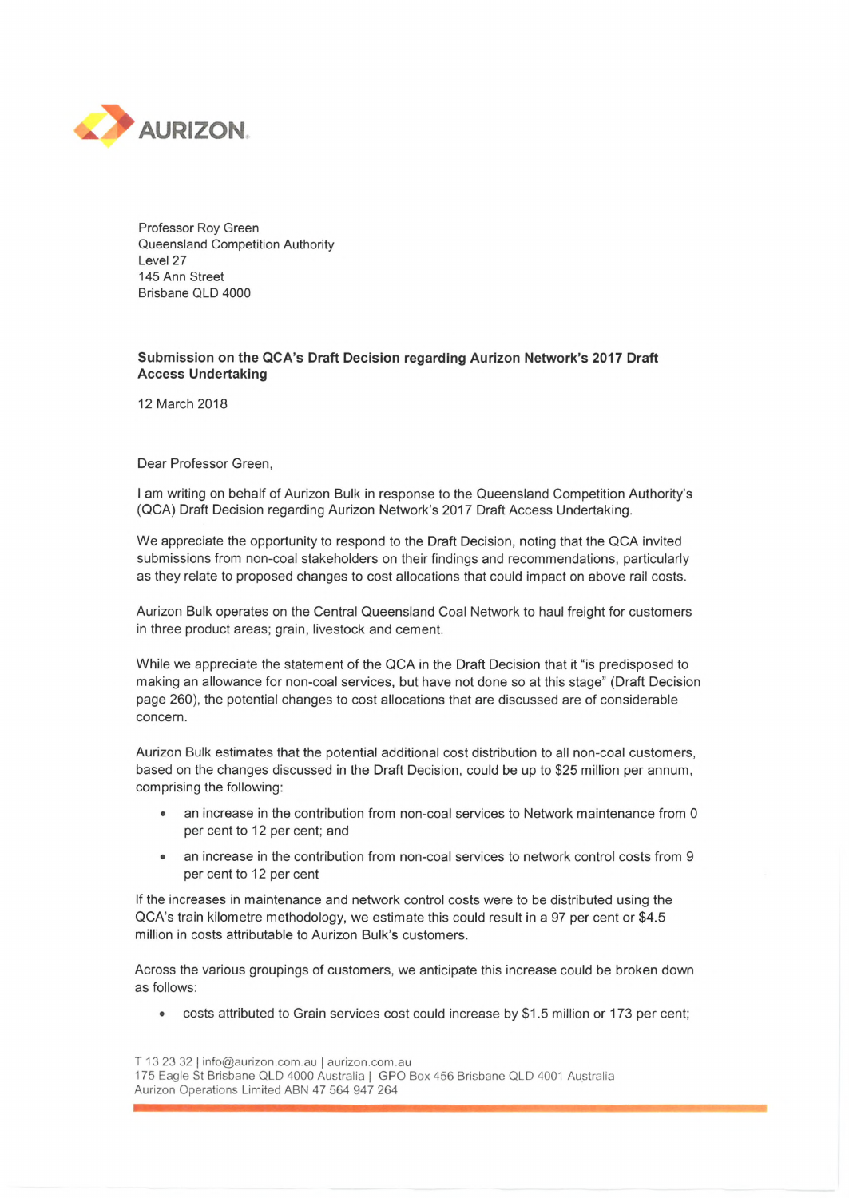AURIZON

Professor Roy Green
Queensland Competition Authority
Level 27
145 Ann Street
Brisbane QLD 4000

**Submission on the QCA's Draft Decision regarding Aurizon Network's 2017 Draft Access Undertaking**

12 March 2018

Dear Professor Green,

I am writing on behalf of Aurizon Bulk in response to the Queensland Competition Authority's (QCA) Draft Decision regarding Aurizon Network's 2017 Draft Access Undertaking.

We appreciate the opportunity to respond to the Draft Decision, noting that the QCA invited submissions from non-coal stakeholders on their findings and recommendations, particularly as they relate to proposed changes to cost allocations that could impact on above rail costs.

Aurizon Bulk operates on the Central Queensland Coal Network to haul freight for customers in three product areas; grain, livestock and cement.

While we appreciate the statement of the QCA in the Draft Decision that it "is predisposed to making an allowance for non-coal services, but have not done so at this stage" (Draft Decision page 260), the potential changes to cost allocations that are discussed are of considerable concern.

Aurizon Bulk estimates that the potential additional cost distribution to all non-coal customers, based on the changes discussed in the Draft Decision, could be up to $25 million per annum, comprising the following:

- an increase in the contribution from non-coal services to Network maintenance from 0 per cent to 12 per cent; and
- an increase in the contribution from non-coal services to network control costs from 9 per cent to 12 per cent

If the increases in maintenance and network control costs were to be distributed using the QCA's train kilometre methodology, we estimate this could result in a 97 per cent or $4.5 million in costs attributable to Aurizon Bulk's customers.

Across the various groupings of customers, we anticipate this increase could be broken down as follows:

- costs attributed to Grain services cost could increase by $1.5 million or 173 per cent;

T 13 23 32 | info@aurizon.com.au | aurizon.com.au
175 Eagle St Brisbane QLD 4000 Australia | GPO Box 456 Brisbane QLD 4001 Australia
Aurizon Operations Limited ABN 47 564 947 264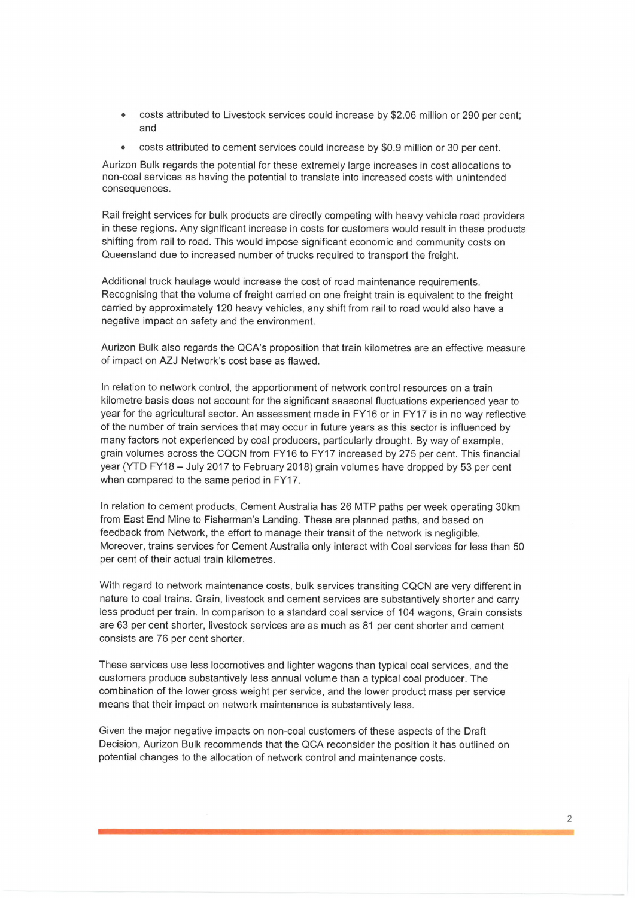- costs attributed to Livestock services could increase by $2.06 million or 290 per cent; and
- costs attributed to cement services could increase by $0.9 million or 30 per cent.

Aurizon Bulk regards the potential for these extremely large increases in cost allocations to non-coal services as having the potential to translate into increased costs with unintended consequences.

Rail freight services for bulk products are directly competing with heavy vehicle road providers in these regions. Any significant increase in costs for customers would result in these products shifting from rail to road. This would impose significant economic and community costs on Queensland due to increased number of trucks required to transport the freight.

Additional truck haulage would increase the cost of road maintenance requirements. Recognising that the volume of freight carried on one freight train is equivalent to the freight carried by approximately 120 heavy vehicles, any shift from rail to road would also have a negative impact on safety and the environment.

Aurizon Bulk also regards the QCA's proposition that train kilometres are an effective measure of impact on AZJ Network's cost base as flawed.

In relation to network control, the apportionment of network control resources on a train kilometre basis does not account for the significant seasonal fluctuations experienced year to year for the agricultural sector. An assessment made in FY16 or in FY17 is in no way reflective of the number of train services that may occur in future years as this sector is influenced by many factors not experienced by coal producers, particularly drought. By way of example, grain volumes across the CQCN from FY16 to FY17 increased by 275 per cent. This financial year (YTD FY18 – July 2017 to February 2018) grain volumes have dropped by 53 per cent when compared to the same period in FY17.

In relation to cement products, Cement Australia has 26 MTP paths per week operating 30km from East End Mine to Fisherman's Landing. These are planned paths, and based on feedback from Network, the effort to manage their transit of the network is negligible. Moreover, trains services for Cement Australia only interact with Coal services for less than 50 per cent of their actual train kilometres.

With regard to network maintenance costs, bulk services transiting CQCN are very different in nature to coal trains. Grain, livestock and cement services are substantively shorter and carry less product per train. In comparison to a standard coal service of 104 wagons, Grain consists are 63 per cent shorter, livestock services are as much as 81 per cent shorter and cement consists are 76 per cent shorter.

These services use less locomotives and lighter wagons than typical coal services, and the customers produce substantively less annual volume than a typical coal producer. The combination of the lower gross weight per service, and the lower product mass per service means that their impact on network maintenance is substantively less.

Given the major negative impacts on non-coal customers of these aspects of the Draft Decision, Aurizon Bulk recommends that the QCA reconsider the position it has outlined on potential changes to the allocation of network control and maintenance costs.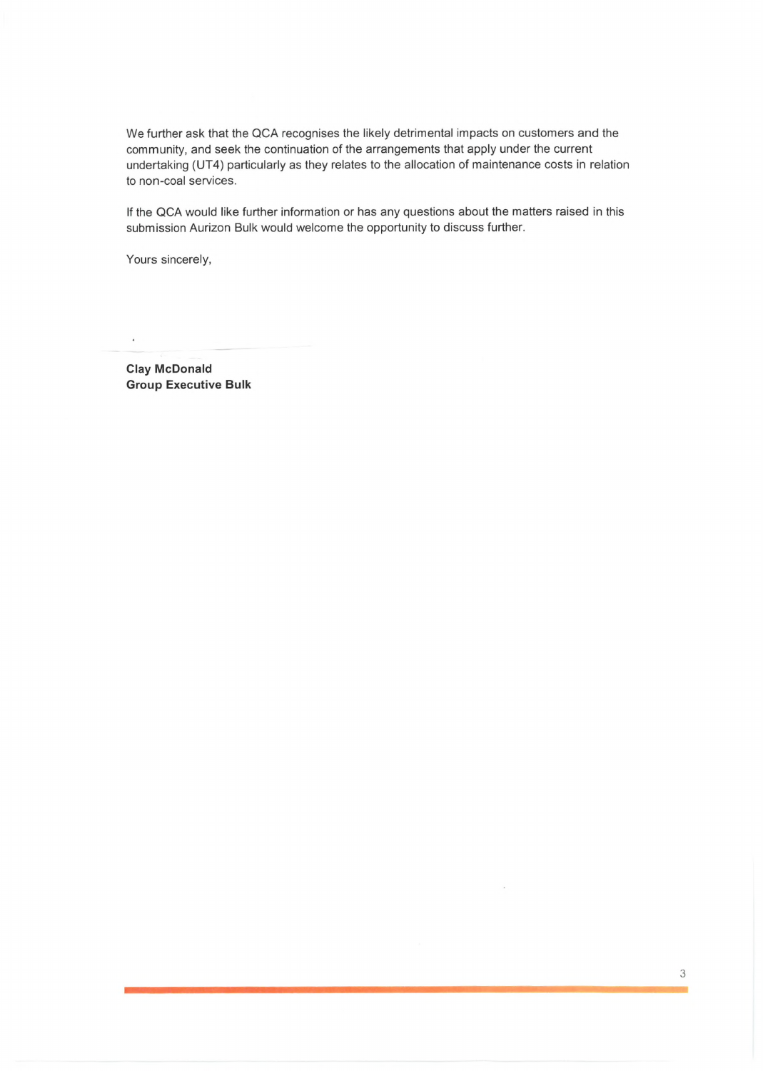We further ask that the QCA recognises the likely detrimental impacts on customers and the community, and seek the continuation of the arrangements that apply under the current undertaking (UT4) particularly as they relates to the allocation of maintenance costs in relation to non-coal services.

If the QCA would like further information or has any questions about the matters raised in this submission Aurizon Bulk would welcome the opportunity to discuss further.

Yours sincerely,

**Clay McDonald**
**Group Executive Bulk**